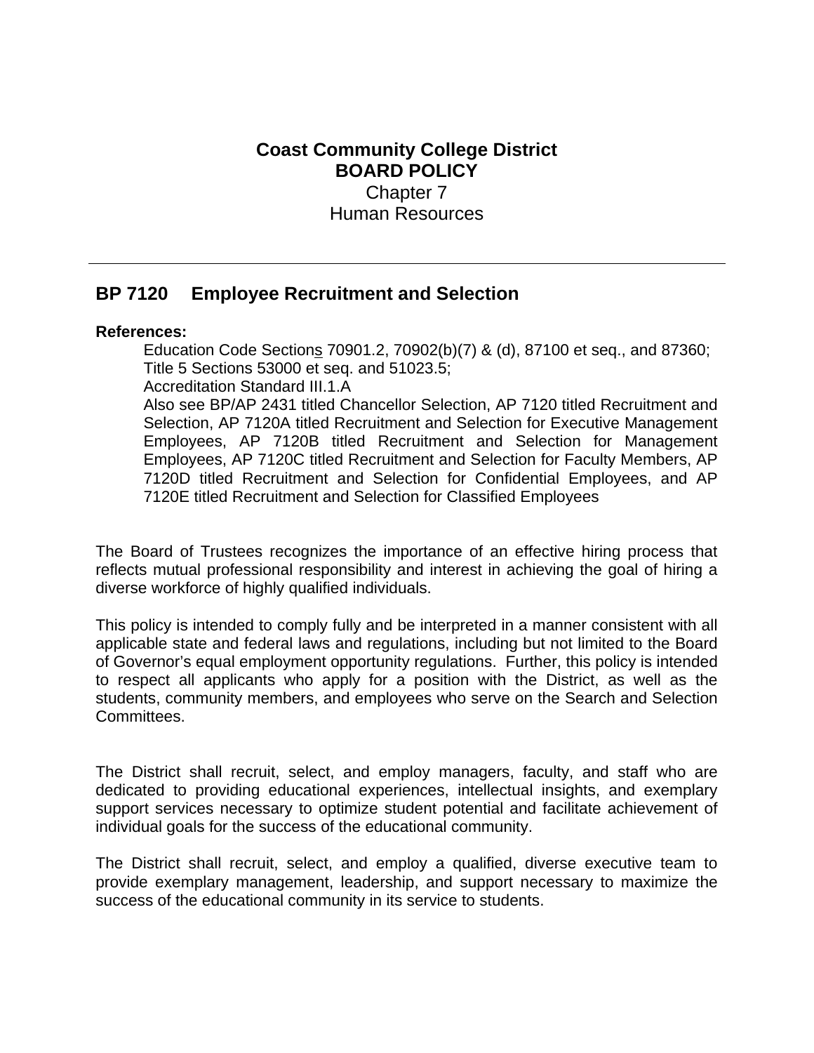# Coast Community College District
## BOARD POLICY
Chapter 7
Human Resources

---

## BP 7120 Employee Recruitment and Selection

**References:**

Education Code Sections 70901.2, 70902(b)(7) & (d), 87100 et seq., and 87360;
Title 5 Sections 53000 et seq. and 51023.5;
Accreditation Standard III.1.A
Also see BP/AP 2431 titled Chancellor Selection, AP 7120 titled Recruitment and Selection, AP 7120A titled Recruitment and Selection for Executive Management Employees, AP 7120B titled Recruitment and Selection for Management Employees, AP 7120C titled Recruitment and Selection for Faculty Members, AP 7120D titled Recruitment and Selection for Confidential Employees, and AP 7120E titled Recruitment and Selection for Classified Employees

The Board of Trustees recognizes the importance of an effective hiring process that reflects mutual professional responsibility and interest in achieving the goal of hiring a diverse workforce of highly qualified individuals.

This policy is intended to comply fully and be interpreted in a manner consistent with all applicable state and federal laws and regulations, including but not limited to the Board of Governor's equal employment opportunity regulations. Further, this policy is intended to respect all applicants who apply for a position with the District, as well as the students, community members, and employees who serve on the Search and Selection Committees.

The District shall recruit, select, and employ managers, faculty, and staff who are dedicated to providing educational experiences, intellectual insights, and exemplary support services necessary to optimize student potential and facilitate achievement of individual goals for the success of the educational community.

The District shall recruit, select, and employ a qualified, diverse executive team to provide exemplary management, leadership, and support necessary to maximize the success of the educational community in its service to students.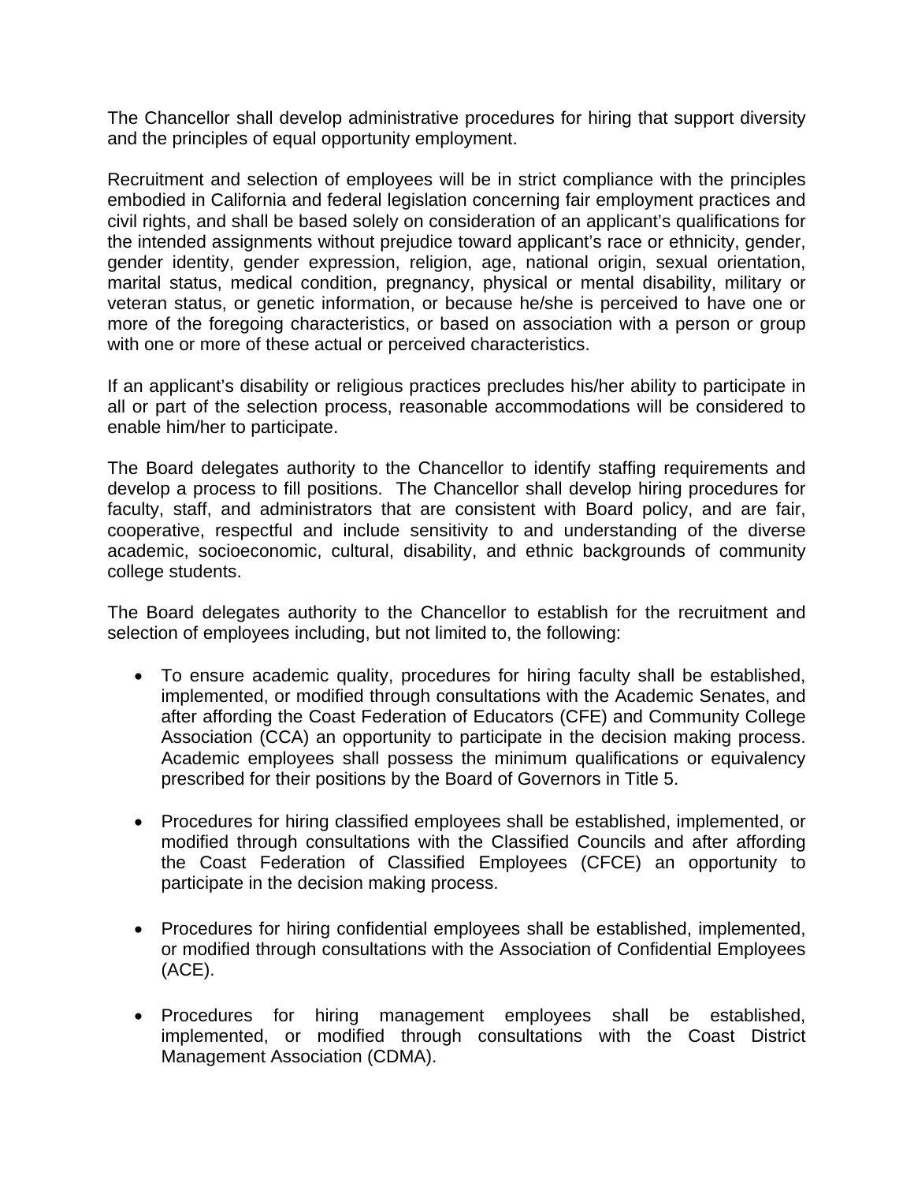The Chancellor shall develop administrative procedures for hiring that support diversity and the principles of equal opportunity employment.

Recruitment and selection of employees will be in strict compliance with the principles embodied in California and federal legislation concerning fair employment practices and civil rights, and shall be based solely on consideration of an applicant's qualifications for the intended assignments without prejudice toward applicant's race or ethnicity, gender, gender identity, gender expression, religion, age, national origin, sexual orientation, marital status, medical condition, pregnancy, physical or mental disability, military or veteran status, or genetic information, or because he/she is perceived to have one or more of the foregoing characteristics, or based on association with a person or group with one or more of these actual or perceived characteristics.

If an applicant's disability or religious practices precludes his/her ability to participate in all or part of the selection process, reasonable accommodations will be considered to enable him/her to participate.

The Board delegates authority to the Chancellor to identify staffing requirements and develop a process to fill positions. The Chancellor shall develop hiring procedures for faculty, staff, and administrators that are consistent with Board policy, and are fair, cooperative, respectful and include sensitivity to and understanding of the diverse academic, socioeconomic, cultural, disability, and ethnic backgrounds of community college students.

The Board delegates authority to the Chancellor to establish for the recruitment and selection of employees including, but not limited to, the following:

- To ensure academic quality, procedures for hiring faculty shall be established, implemented, or modified through consultations with the Academic Senates, and after affording the Coast Federation of Educators (CFE) and Community College Association (CCA) an opportunity to participate in the decision making process. Academic employees shall possess the minimum qualifications or equivalency prescribed for their positions by the Board of Governors in Title 5.

- Procedures for hiring classified employees shall be established, implemented, or modified through consultations with the Classified Councils and after affording the Coast Federation of Classified Employees (CFCE) an opportunity to participate in the decision making process.

- Procedures for hiring confidential employees shall be established, implemented, or modified through consultations with the Association of Confidential Employees (ACE).

- Procedures for hiring management employees shall be established, implemented, or modified through consultations with the Coast District Management Association (CDMA).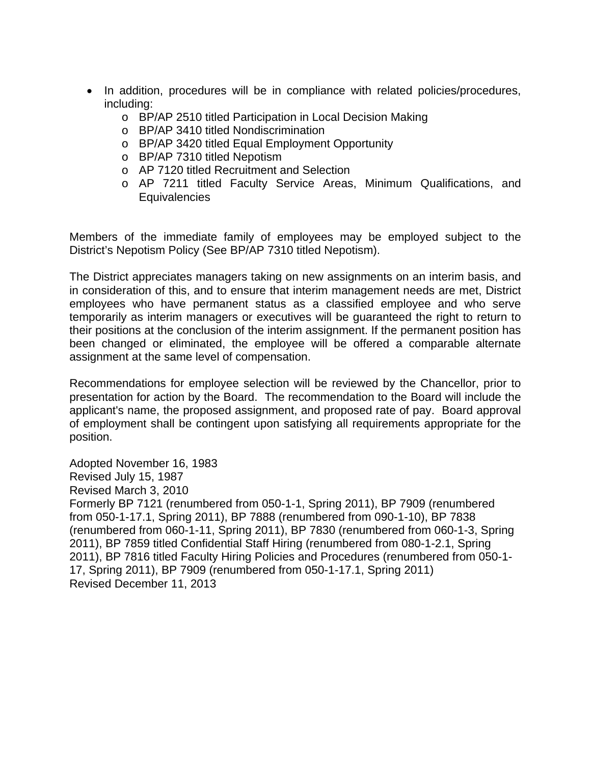- In addition, procedures will be in compliance with related policies/procedures, including:
  - BP/AP 2510 titled Participation in Local Decision Making
  - BP/AP 3410 titled Nondiscrimination
  - BP/AP 3420 titled Equal Employment Opportunity
  - BP/AP 7310 titled Nepotism
  - AP 7120 titled Recruitment and Selection
  - AP 7211 titled Faculty Service Areas, Minimum Qualifications, and Equivalencies

Members of the immediate family of employees may be employed subject to the District's Nepotism Policy (See BP/AP 7310 titled Nepotism).

The District appreciates managers taking on new assignments on an interim basis, and in consideration of this, and to ensure that interim management needs are met, District employees who have permanent status as a classified employee and who serve temporarily as interim managers or executives will be guaranteed the right to return to their positions at the conclusion of the interim assignment. If the permanent position has been changed or eliminated, the employee will be offered a comparable alternate assignment at the same level of compensation.

Recommendations for employee selection will be reviewed by the Chancellor, prior to presentation for action by the Board. The recommendation to the Board will include the applicant's name, the proposed assignment, and proposed rate of pay. Board approval of employment shall be contingent upon satisfying all requirements appropriate for the position.

Adopted November 16, 1983
Revised July 15, 1987
Revised March 3, 2010
Formerly BP 7121 (renumbered from 050-1-1, Spring 2011), BP 7909 (renumbered from 050-1-17.1, Spring 2011), BP 7888 (renumbered from 090-1-10), BP 7838 (renumbered from 060-1-11, Spring 2011), BP 7830 (renumbered from 060-1-3, Spring 2011), BP 7859 titled Confidential Staff Hiring (renumbered from 080-1-2.1, Spring 2011), BP 7816 titled Faculty Hiring Policies and Procedures (renumbered from 050-1-17, Spring 2011), BP 7909 (renumbered from 050-1-17.1, Spring 2011)
Revised December 11, 2013